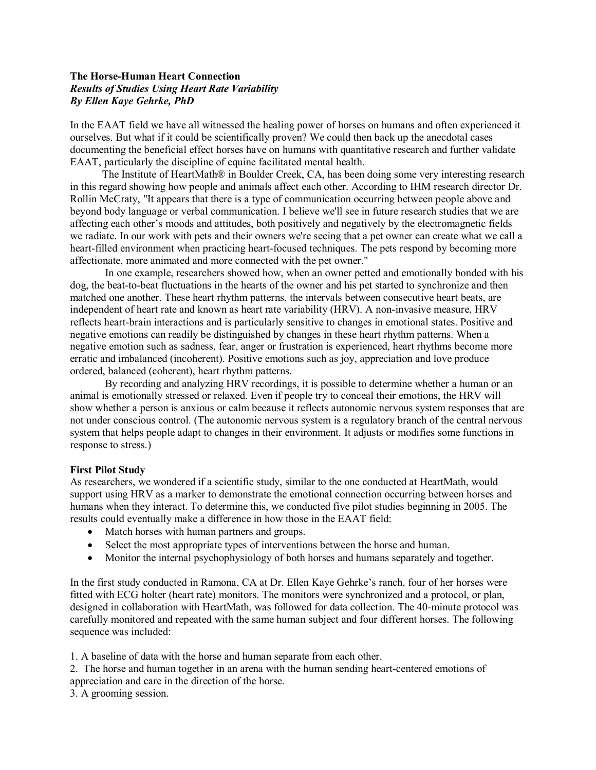**The Horse-Human Heart Connection**
***Results of Studies Using Heart Rate Variability***
***By Ellen Kaye Gehrke, PhD***

In the EAAT field we have all witnessed the healing power of horses on humans and often experienced it ourselves. But what if it could be scientifically proven? We could then back up the anecdotal cases documenting the beneficial effect horses have on humans with quantitative research and further validate EAAT, particularly the discipline of equine facilitated mental health.

The Institute of HeartMath® in Boulder Creek, CA, has been doing some very interesting research in this regard showing how people and animals affect each other. According to IHM research director Dr. Rollin McCraty, "It appears that there is a type of communication occurring between people above and beyond body language or verbal communication. I believe we'll see in future research studies that we are affecting each other's moods and attitudes, both positively and negatively by the electromagnetic fields we radiate. In our work with pets and their owners we're seeing that a pet owner can create what we call a heart-filled environment when practicing heart-focused techniques. The pets respond by becoming more affectionate, more animated and more connected with the pet owner."

In one example, researchers showed how, when an owner petted and emotionally bonded with his dog, the beat-to-beat fluctuations in the hearts of the owner and his pet started to synchronize and then matched one another. These heart rhythm patterns, the intervals between consecutive heart beats, are independent of heart rate and known as heart rate variability (HRV). A non-invasive measure, HRV reflects heart-brain interactions and is particularly sensitive to changes in emotional states. Positive and negative emotions can readily be distinguished by changes in these heart rhythm patterns. When a negative emotion such as sadness, fear, anger or frustration is experienced, heart rhythms become more erratic and imbalanced (incoherent). Positive emotions such as joy, appreciation and love produce ordered, balanced (coherent), heart rhythm patterns.

By recording and analyzing HRV recordings, it is possible to determine whether a human or an animal is emotionally stressed or relaxed. Even if people try to conceal their emotions, the HRV will show whether a person is anxious or calm because it reflects autonomic nervous system responses that are not under conscious control. (The autonomic nervous system is a regulatory branch of the central nervous system that helps people adapt to changes in their environment. It adjusts or modifies some functions in response to stress.)

**First Pilot Study**

As researchers, we wondered if a scientific study, similar to the one conducted at HeartMath, would support using HRV as a marker to demonstrate the emotional connection occurring between horses and humans when they interact. To determine this, we conducted five pilot studies beginning in 2005. The results could eventually make a difference in how those in the EAAT field:

- Match horses with human partners and groups.
- Select the most appropriate types of interventions between the horse and human.
- Monitor the internal psychophysiology of both horses and humans separately and together.

In the first study conducted in Ramona, CA at Dr. Ellen Kaye Gehrke's ranch, four of her horses were fitted with ECG holter (heart rate) monitors. The monitors were synchronized and a protocol, or plan, designed in collaboration with HeartMath, was followed for data collection. The 40-minute protocol was carefully monitored and repeated with the same human subject and four different horses. The following sequence was included:

1. A baseline of data with the horse and human separate from each other.
2. The horse and human together in an arena with the human sending heart-centered emotions of appreciation and care in the direction of the horse.
3. A grooming session.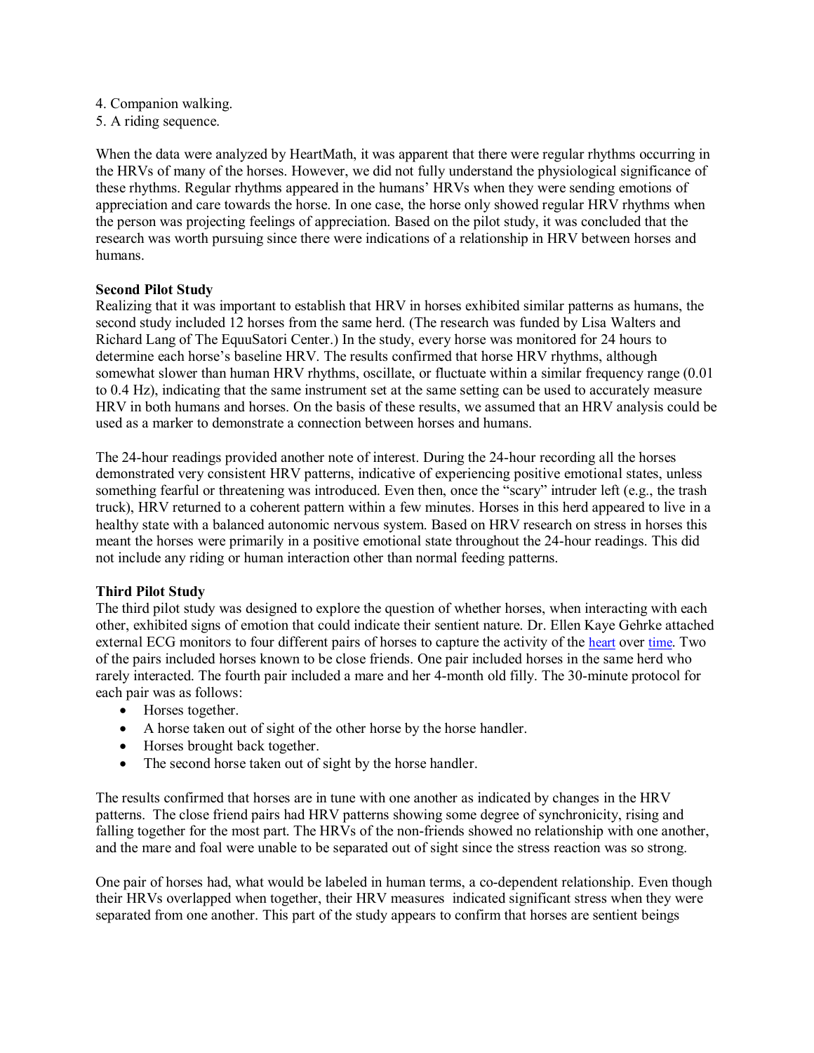4. Companion walking.
5. A riding sequence.

When the data were analyzed by HeartMath, it was apparent that there were regular rhythms occurring in the HRVs of many of the horses. However, we did not fully understand the physiological significance of these rhythms. Regular rhythms appeared in the humans' HRVs when they were sending emotions of appreciation and care towards the horse. In one case, the horse only showed regular HRV rhythms when the person was projecting feelings of appreciation. Based on the pilot study, it was concluded that the research was worth pursuing since there were indications of a relationship in HRV between horses and humans.

**Second Pilot Study**

Realizing that it was important to establish that HRV in horses exhibited similar patterns as humans, the second study included 12 horses from the same herd. (The research was funded by Lisa Walters and Richard Lang of The EquuSatori Center.) In the study, every horse was monitored for 24 hours to determine each horse's baseline HRV. The results confirmed that horse HRV rhythms, although somewhat slower than human HRV rhythms, oscillate, or fluctuate within a similar frequency range (0.01 to 0.4 Hz), indicating that the same instrument set at the same setting can be used to accurately measure HRV in both humans and horses. On the basis of these results, we assumed that an HRV analysis could be used as a marker to demonstrate a connection between horses and humans.

The 24-hour readings provided another note of interest. During the 24-hour recording all the horses demonstrated very consistent HRV patterns, indicative of experiencing positive emotional states, unless something fearful or threatening was introduced. Even then, once the "scary" intruder left (e.g., the trash truck), HRV returned to a coherent pattern within a few minutes. Horses in this herd appeared to live in a healthy state with a balanced autonomic nervous system. Based on HRV research on stress in horses this meant the horses were primarily in a positive emotional state throughout the 24-hour readings. This did not include any riding or human interaction other than normal feeding patterns.

**Third Pilot Study**

The third pilot study was designed to explore the question of whether horses, when interacting with each other, exhibited signs of emotion that could indicate their sentient nature. Dr. Ellen Kaye Gehrke attached external ECG monitors to four different pairs of horses to capture the activity of the heart over time. Two of the pairs included horses known to be close friends. One pair included horses in the same herd who rarely interacted. The fourth pair included a mare and her 4-month old filly. The 30-minute protocol for each pair was as follows:

- Horses together.
- A horse taken out of sight of the other horse by the horse handler.
- Horses brought back together.
- The second horse taken out of sight by the horse handler.

The results confirmed that horses are in tune with one another as indicated by changes in the HRV patterns. The close friend pairs had HRV patterns showing some degree of synchronicity, rising and falling together for the most part. The HRVs of the non-friends showed no relationship with one another, and the mare and foal were unable to be separated out of sight since the stress reaction was so strong.

One pair of horses had, what would be labeled in human terms, a co-dependent relationship. Even though their HRVs overlapped when together, their HRV measures indicated significant stress when they were separated from one another. This part of the study appears to confirm that horses are sentient beings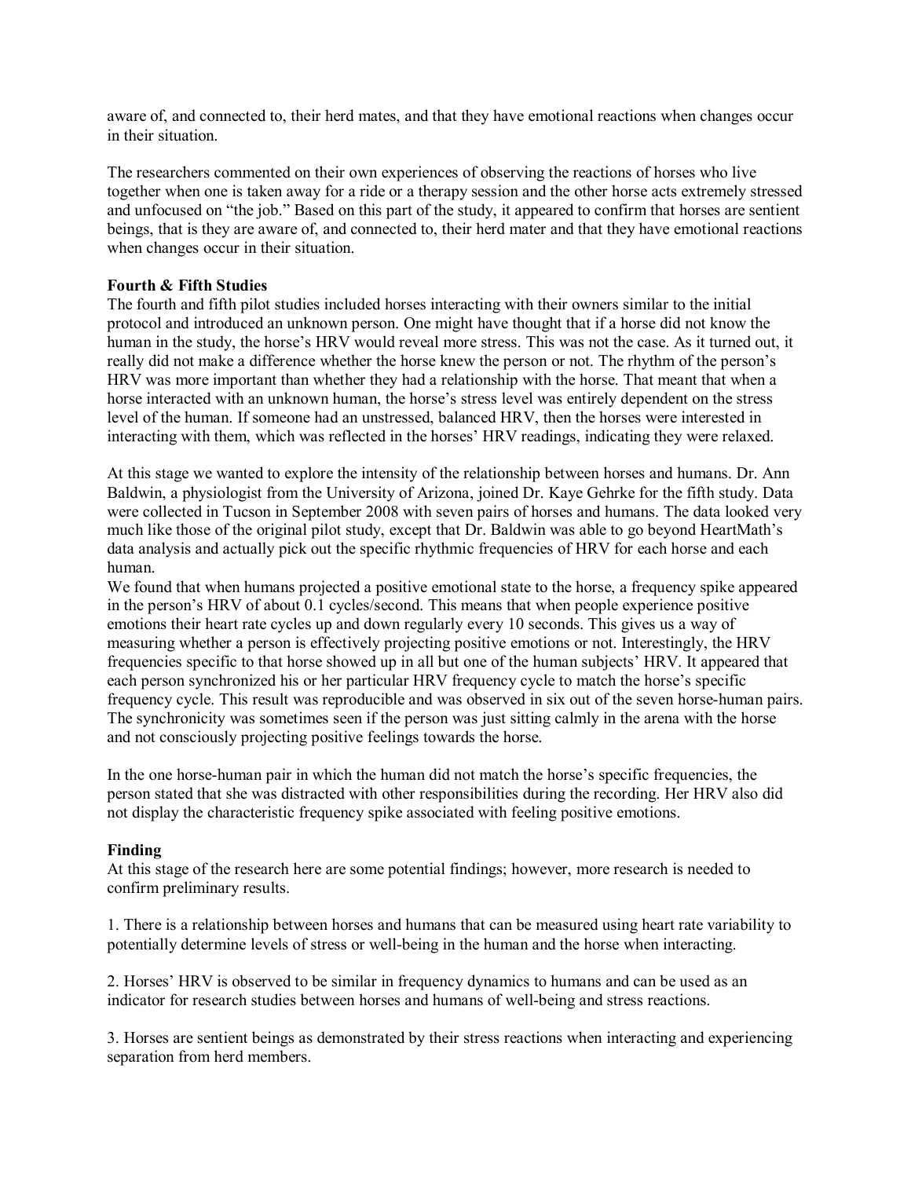aware of, and connected to, their herd mates, and that they have emotional reactions when changes occur in their situation.

The researchers commented on their own experiences of observing the reactions of horses who live together when one is taken away for a ride or a therapy session and the other horse acts extremely stressed and unfocused on "the job." Based on this part of the study, it appeared to confirm that horses are sentient beings, that is they are aware of, and connected to, their herd mater and that they have emotional reactions when changes occur in their situation.

**Fourth & Fifth Studies**

The fourth and fifth pilot studies included horses interacting with their owners similar to the initial protocol and introduced an unknown person. One might have thought that if a horse did not know the human in the study, the horse's HRV would reveal more stress. This was not the case. As it turned out, it really did not make a difference whether the horse knew the person or not. The rhythm of the person's HRV was more important than whether they had a relationship with the horse. That meant that when a horse interacted with an unknown human, the horse's stress level was entirely dependent on the stress level of the human. If someone had an unstressed, balanced HRV, then the horses were interested in interacting with them, which was reflected in the horses' HRV readings, indicating they were relaxed.

At this stage we wanted to explore the intensity of the relationship between horses and humans. Dr. Ann Baldwin, a physiologist from the University of Arizona, joined Dr. Kaye Gehrke for the fifth study. Data were collected in Tucson in September 2008 with seven pairs of horses and humans. The data looked very much like those of the original pilot study, except that Dr. Baldwin was able to go beyond HeartMath's data analysis and actually pick out the specific rhythmic frequencies of HRV for each horse and each human.

We found that when humans projected a positive emotional state to the horse, a frequency spike appeared in the person's HRV of about 0.1 cycles/second. This means that when people experience positive emotions their heart rate cycles up and down regularly every 10 seconds. This gives us a way of measuring whether a person is effectively projecting positive emotions or not. Interestingly, the HRV frequencies specific to that horse showed up in all but one of the human subjects' HRV. It appeared that each person synchronized his or her particular HRV frequency cycle to match the horse's specific frequency cycle. This result was reproducible and was observed in six out of the seven horse-human pairs. The synchronicity was sometimes seen if the person was just sitting calmly in the arena with the horse and not consciously projecting positive feelings towards the horse.

In the one horse-human pair in which the human did not match the horse's specific frequencies, the person stated that she was distracted with other responsibilities during the recording. Her HRV also did not display the characteristic frequency spike associated with feeling positive emotions.

**Finding**

At this stage of the research here are some potential findings; however, more research is needed to confirm preliminary results.

1. There is a relationship between horses and humans that can be measured using heart rate variability to potentially determine levels of stress or well-being in the human and the horse when interacting.

2. Horses' HRV is observed to be similar in frequency dynamics to humans and can be used as an indicator for research studies between horses and humans of well-being and stress reactions.

3. Horses are sentient beings as demonstrated by their stress reactions when interacting and experiencing separation from herd members.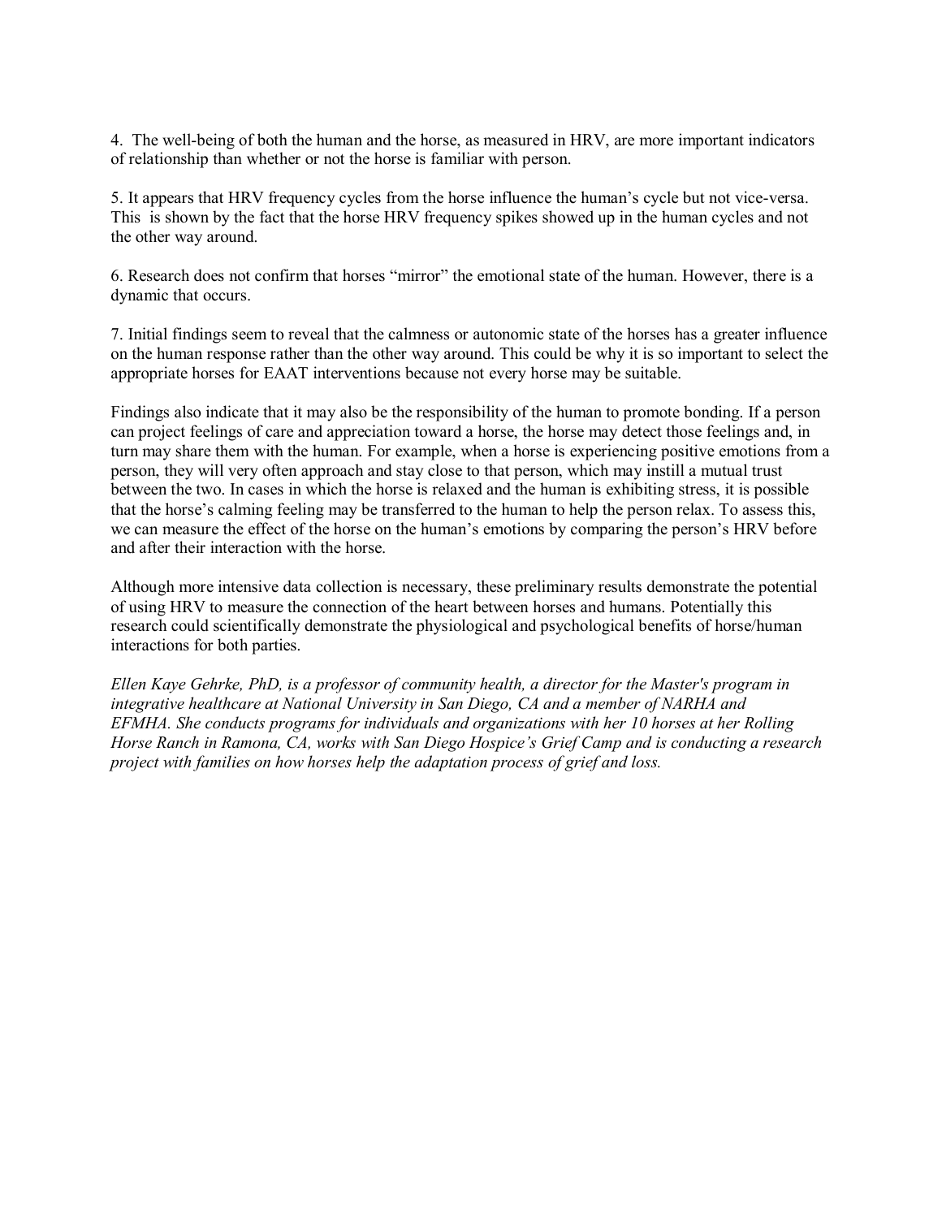4. The well-being of both the human and the horse, as measured in HRV, are more important indicators of relationship than whether or not the horse is familiar with person.

5. It appears that HRV frequency cycles from the horse influence the human's cycle but not vice-versa. This is shown by the fact that the horse HRV frequency spikes showed up in the human cycles and not the other way around.

6. Research does not confirm that horses "mirror" the emotional state of the human. However, there is a dynamic that occurs.

7. Initial findings seem to reveal that the calmness or autonomic state of the horses has a greater influence on the human response rather than the other way around. This could be why it is so important to select the appropriate horses for EAAT interventions because not every horse may be suitable.

Findings also indicate that it may also be the responsibility of the human to promote bonding. If a person can project feelings of care and appreciation toward a horse, the horse may detect those feelings and, in turn may share them with the human. For example, when a horse is experiencing positive emotions from a person, they will very often approach and stay close to that person, which may instill a mutual trust between the two. In cases in which the horse is relaxed and the human is exhibiting stress, it is possible that the horse's calming feeling may be transferred to the human to help the person relax. To assess this, we can measure the effect of the horse on the human's emotions by comparing the person's HRV before and after their interaction with the horse.

Although more intensive data collection is necessary, these preliminary results demonstrate the potential of using HRV to measure the connection of the heart between horses and humans. Potentially this research could scientifically demonstrate the physiological and psychological benefits of horse/human interactions for both parties.

*Ellen Kaye Gehrke, PhD, is a professor of community health, a director for the Master's program in integrative healthcare at National University in San Diego, CA and a member of NARHA and EFMHA. She conducts programs for individuals and organizations with her 10 horses at her Rolling Horse Ranch in Ramona, CA, works with San Diego Hospice's Grief Camp and is conducting a research project with families on how horses help the adaptation process of grief and loss.*